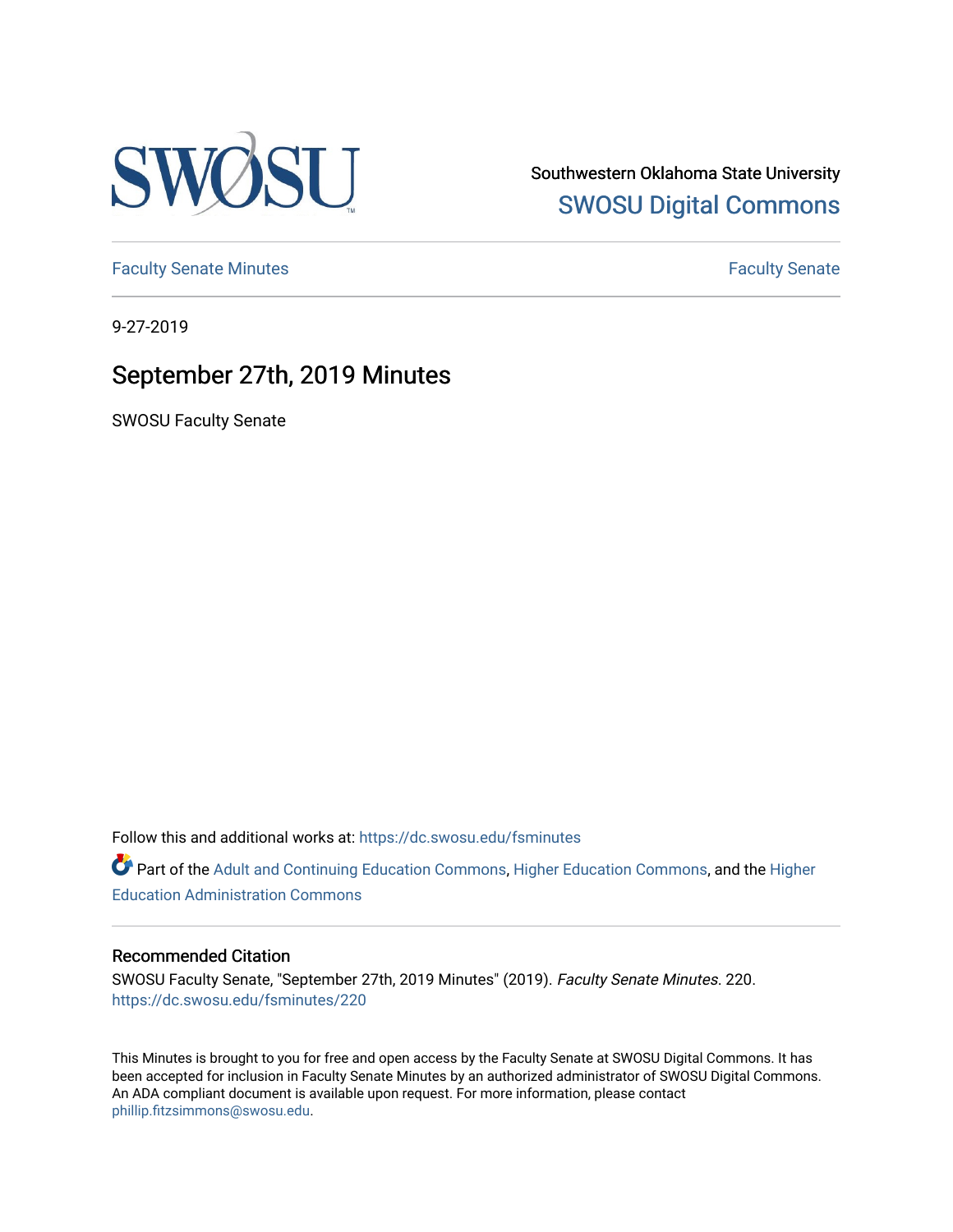Southwestern Oklahoma State University

SWOSU Digital Commons

Faculty Senate Minutes

Faculty Senate

9-27-2019

# September 27th, 2019 Minutes

SWOSU Faculty Senate

Follow this and additional works at: https://dc.swosu.edu/fsminutes

Part of the Adult and Continuing Education Commons, Higher Education Commons, and the Higher Education Administration Commons

### Recommended Citation

SWOSU Faculty Senate, "September 27th, 2019 Minutes" (2019). *Faculty Senate Minutes*. 220.
https://dc.swosu.edu/fsminutes/220

This Minutes is brought to you for free and open access by the Faculty Senate at SWOSU Digital Commons. It has been accepted for inclusion in Faculty Senate Minutes by an authorized administrator of SWOSU Digital Commons. An ADA compliant document is available upon request. For more information, please contact phillip.fitzsimmons@swosu.edu.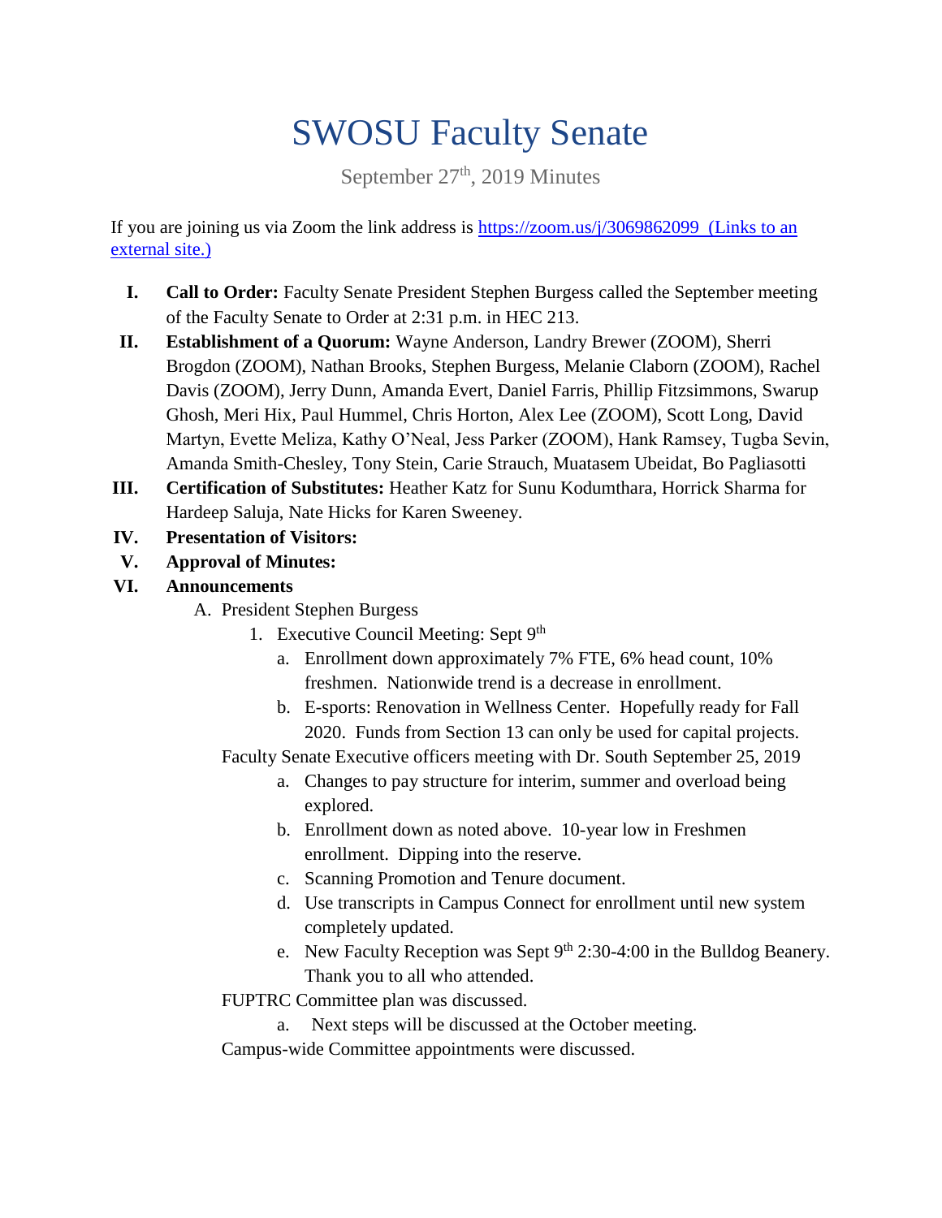# SWOSU Faculty Senate

September 27th, 2019 Minutes

If you are joining us via Zoom the link address is [https://zoom.us/j/3069862099 (Links to an external site.)](https://zoom.us/j/3069862099)

I. **Call to Order:** Faculty Senate President Stephen Burgess called the September meeting of the Faculty Senate to Order at 2:31 p.m. in HEC 213.

II. **Establishment of a Quorum:** Wayne Anderson, Landry Brewer (ZOOM), Sherri Brogdon (ZOOM), Nathan Brooks, Stephen Burgess, Melanie Claborn (ZOOM), Rachel Davis (ZOOM), Jerry Dunn, Amanda Evert, Daniel Farris, Phillip Fitzsimmons, Swarup Ghosh, Meri Hix, Paul Hummel, Chris Horton, Alex Lee (ZOOM), Scott Long, David Martyn, Evette Meliza, Kathy O'Neal, Jess Parker (ZOOM), Hank Ramsey, Tugba Sevin, Amanda Smith-Chesley, Tony Stein, Carie Strauch, Muatasem Ubeidat, Bo Pagliasotti

III. **Certification of Substitutes:** Heather Katz for Sunu Kodumthara, Horrick Sharma for Hardeep Saluja, Nate Hicks for Karen Sweeney.

IV. **Presentation of Visitors:**

V. **Approval of Minutes:**

VI. **Announcements**

A. President Stephen Burgess

1. Executive Council Meeting: Sept 9th
   a. Enrollment down approximately 7% FTE, 6% head count, 10% freshmen. Nationwide trend is a decrease in enrollment.
   b. E-sports: Renovation in Wellness Center. Hopefully ready for Fall 2020. Funds from Section 13 can only be used for capital projects.

Faculty Senate Executive officers meeting with Dr. South September 25, 2019

   a. Changes to pay structure for interim, summer and overload being explored.
   b. Enrollment down as noted above. 10-year low in Freshmen enrollment. Dipping into the reserve.
   c. Scanning Promotion and Tenure document.
   d. Use transcripts in Campus Connect for enrollment until new system completely updated.
   e. New Faculty Reception was Sept 9th 2:30-4:00 in the Bulldog Beanery. Thank you to all who attended.

FUPTRC Committee plan was discussed.

   a. Next steps will be discussed at the October meeting.

Campus-wide Committee appointments were discussed.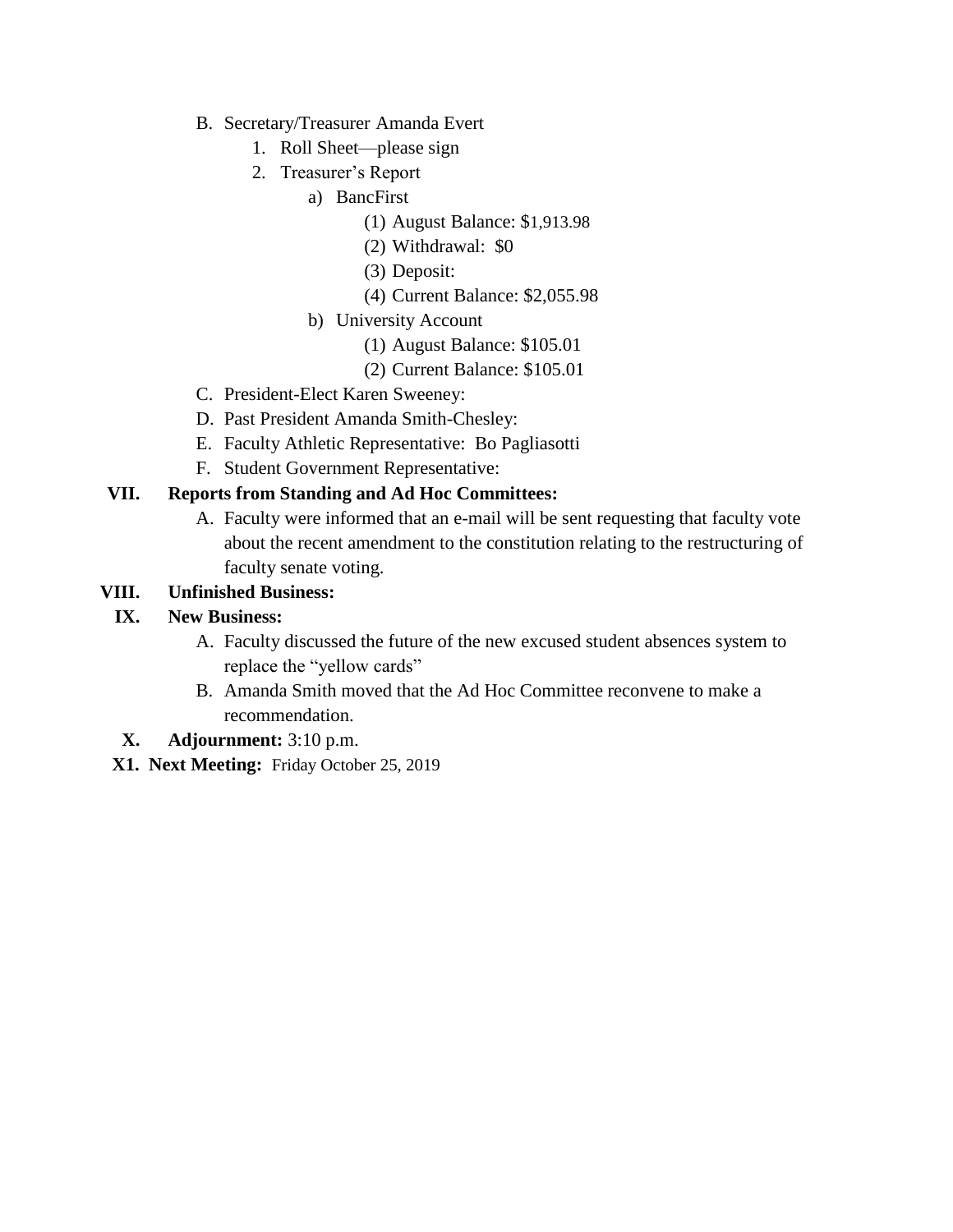B. Secretary/Treasurer Amanda Evert
   1. Roll Sheet—please sign
   2. Treasurer's Report
      a) BancFirst
         (1) August Balance: $1,913.98
         (2) Withdrawal: $0
         (3) Deposit:
         (4) Current Balance: $2,055.98
      b) University Account
         (1) August Balance: $105.01
         (2) Current Balance: $105.01

C. President-Elect Karen Sweeney:

D. Past President Amanda Smith-Chesley:

E. Faculty Athletic Representative: Bo Pagliasotti

F. Student Government Representative:

**VII. Reports from Standing and Ad Hoc Committees:**

A. Faculty were informed that an e-mail will be sent requesting that faculty vote about the recent amendment to the constitution relating to the restructuring of faculty senate voting.

**VIII. Unfinished Business:**

**IX. New Business:**

A. Faculty discussed the future of the new excused student absences system to replace the "yellow cards"

B. Amanda Smith moved that the Ad Hoc Committee reconvene to make a recommendation.

**X. Adjournment:** 3:10 p.m.

**X1. Next Meeting:** Friday October 25, 2019